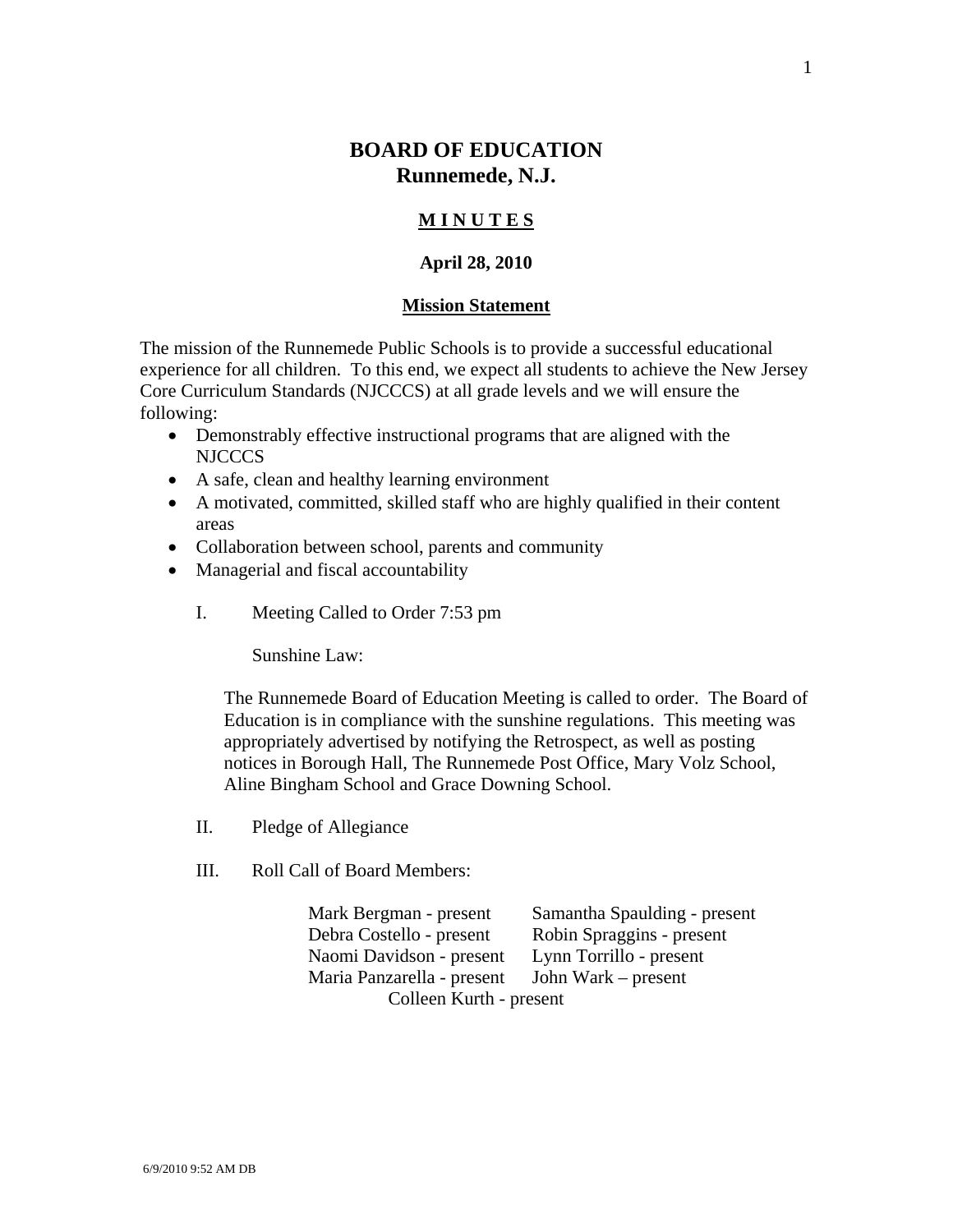# BOARD OF EDUCATION
## Runnemede, N.J.

**M I N U T E S**

**April 28, 2010**

**Mission Statement**

The mission of the Runnemede Public Schools is to provide a successful educational experience for all children. To this end, we expect all students to achieve the New Jersey Core Curriculum Standards (NJCCCS) at all grade levels and we will ensure the following:

- Demonstrably effective instructional programs that are aligned with the NJCCCS
- A safe, clean and healthy learning environment
- A motivated, committed, skilled staff who are highly qualified in their content areas
- Collaboration between school, parents and community
- Managerial and fiscal accountability

I. Meeting Called to Order 7:53 pm

Sunshine Law:

The Runnemede Board of Education Meeting is called to order. The Board of Education is in compliance with the sunshine regulations. This meeting was appropriately advertised by notifying the Retrospect, as well as posting notices in Borough Hall, The Runnemede Post Office, Mary Volz School, Aline Bingham School and Grace Downing School.

II. Pledge of Allegiance

III. Roll Call of Board Members:

Mark Bergman - present
Debra Costello - present
Naomi Davidson - present
Maria Panzarella - present
Samantha Spaulding - present
Robin Spraggins - present
Lynn Torrillo - present
John Wark – present
Colleen Kurth - present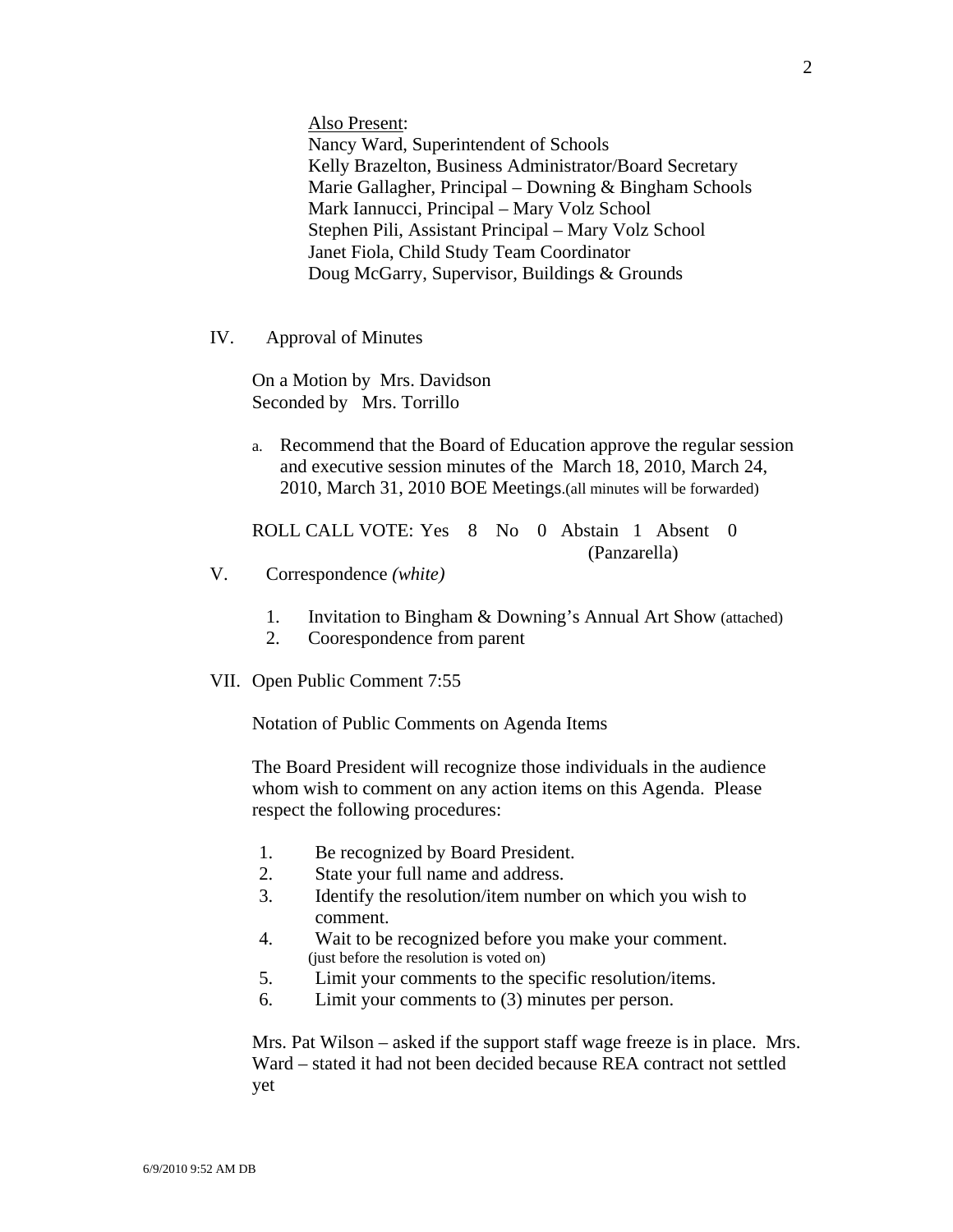Also Present:
Nancy Ward, Superintendent of Schools
Kelly Brazelton, Business Administrator/Board Secretary
Marie Gallagher, Principal – Downing & Bingham Schools
Mark Iannucci, Principal – Mary Volz School
Stephen Pili, Assistant Principal – Mary Volz School
Janet Fiola, Child Study Team Coordinator
Doug McGarry, Supervisor, Buildings & Grounds

IV. Approval of Minutes

On a Motion by Mrs. Davidson
Seconded by Mrs. Torrillo

a. Recommend that the Board of Education approve the regular session and executive session minutes of the March 18, 2010, March 24, 2010, March 31, 2010 BOE Meetings.(all minutes will be forwarded)

ROLL CALL VOTE: Yes 8 No 0 Abstain 1 Absent 0
(Panzarella)

V. Correspondence *(white)*

1. Invitation to Bingham & Downing's Annual Art Show (attached)
2. Coorespondence from parent

VII. Open Public Comment 7:55

Notation of Public Comments on Agenda Items

The Board President will recognize those individuals in the audience whom wish to comment on any action items on this Agenda. Please respect the following procedures:

1. Be recognized by Board President.
2. State your full name and address.
3. Identify the resolution/item number on which you wish to comment.
4. Wait to be recognized before you make your comment. (just before the resolution is voted on)
5. Limit your comments to the specific resolution/items.
6. Limit your comments to (3) minutes per person.

Mrs. Pat Wilson – asked if the support staff wage freeze is in place. Mrs. Ward – stated it had not been decided because REA contract not settled yet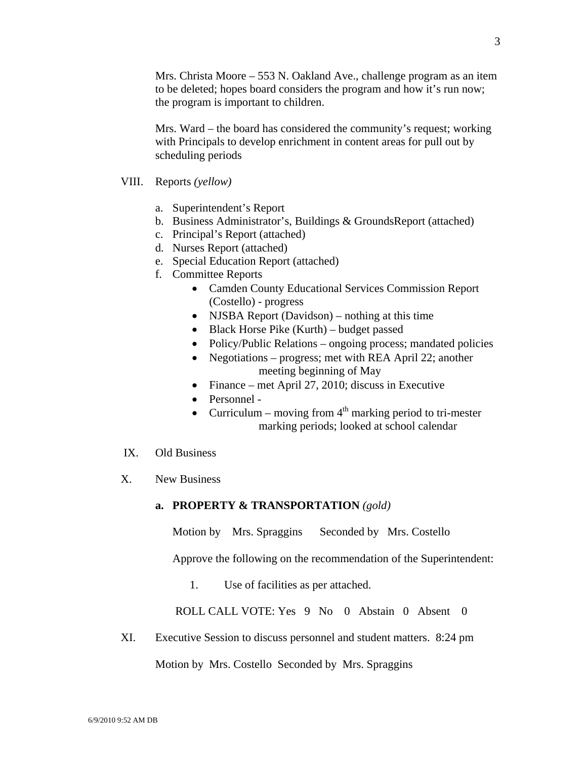Mrs. Christa Moore – 553 N. Oakland Ave., challenge program as an item to be deleted; hopes board considers the program and how it's run now; the program is important to children.

Mrs. Ward – the board has considered the community's request; working with Principals to develop enrichment in content areas for pull out by scheduling periods

VIII. Reports *(yellow)*

a. Superintendent's Report
b. Business Administrator's, Buildings & GroundsReport (attached)
c. Principal's Report (attached)
d. Nurses Report (attached)
e. Special Education Report (attached)
f. Committee Reports
   - Camden County Educational Services Commission Report (Costello) - progress
   - NJSBA Report (Davidson) – nothing at this time
   - Black Horse Pike (Kurth) – budget passed
   - Policy/Public Relations – ongoing process; mandated policies
   - Negotiations – progress; met with REA April 22; another meeting beginning of May
   - Finance – met April 27, 2010; discuss in Executive
   - Personnel -
   - Curriculum – moving from 4th marking period to tri-mester marking periods; looked at school calendar

IX. Old Business

X. New Business

**a. PROPERTY & TRANSPORTATION** *(gold)*

Motion by Mrs. Spraggins Seconded by Mrs. Costello

Approve the following on the recommendation of the Superintendent:

1. Use of facilities as per attached.

ROLL CALL VOTE: Yes 9 No 0 Abstain 0 Absent 0

XI. Executive Session to discuss personnel and student matters. 8:24 pm

Motion by Mrs. Costello Seconded by Mrs. Spraggins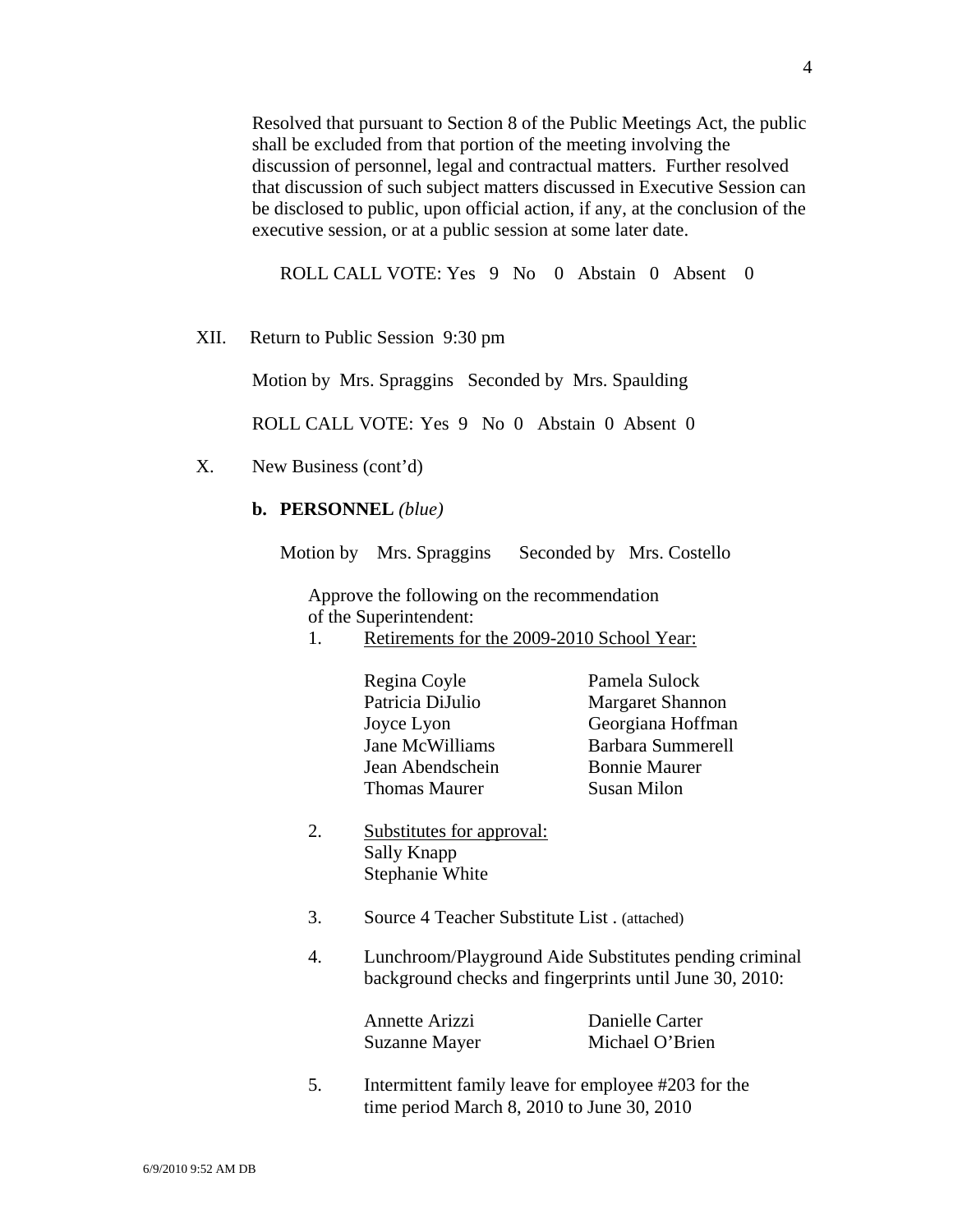Resolved that pursuant to Section 8 of the Public Meetings Act, the public shall be excluded from that portion of the meeting involving the discussion of personnel, legal and contractual matters. Further resolved that discussion of such subject matters discussed in Executive Session can be disclosed to public, upon official action, if any, at the conclusion of the executive session, or at a public session at some later date.

ROLL CALL VOTE: Yes 9 No 0 Abstain 0 Absent 0

XII. Return to Public Session 9:30 pm

Motion by Mrs. Spraggins Seconded by Mrs. Spaulding

ROLL CALL VOTE: Yes 9 No 0 Abstain 0 Absent 0

X. New Business (cont'd)

**b. PERSONNEL** *(blue)*

Motion by Mrs. Spraggins Seconded by Mrs. Costello

Approve the following on the recommendation of the Superintendent:

1. Retirements for the 2009-2010 School Year:

   Regina Coyle
   Patricia DiJulio
   Joyce Lyon
   Jane McWilliams
   Jean Abendschein
   Thomas Maurer
   Pamela Sulock
   Margaret Shannon
   Georgiana Hoffman
   Barbara Summerell
   Bonnie Maurer
   Susan Milon

2. Substitutes for approval:
   Sally Knapp
   Stephanie White

3. Source 4 Teacher Substitute List . (attached)

4. Lunchroom/Playground Aide Substitutes pending criminal background checks and fingerprints until June 30, 2010:

   Annette Arizzi
   Suzanne Mayer
   Danielle Carter
   Michael O'Brien

5. Intermittent family leave for employee #203 for the time period March 8, 2010 to June 30, 2010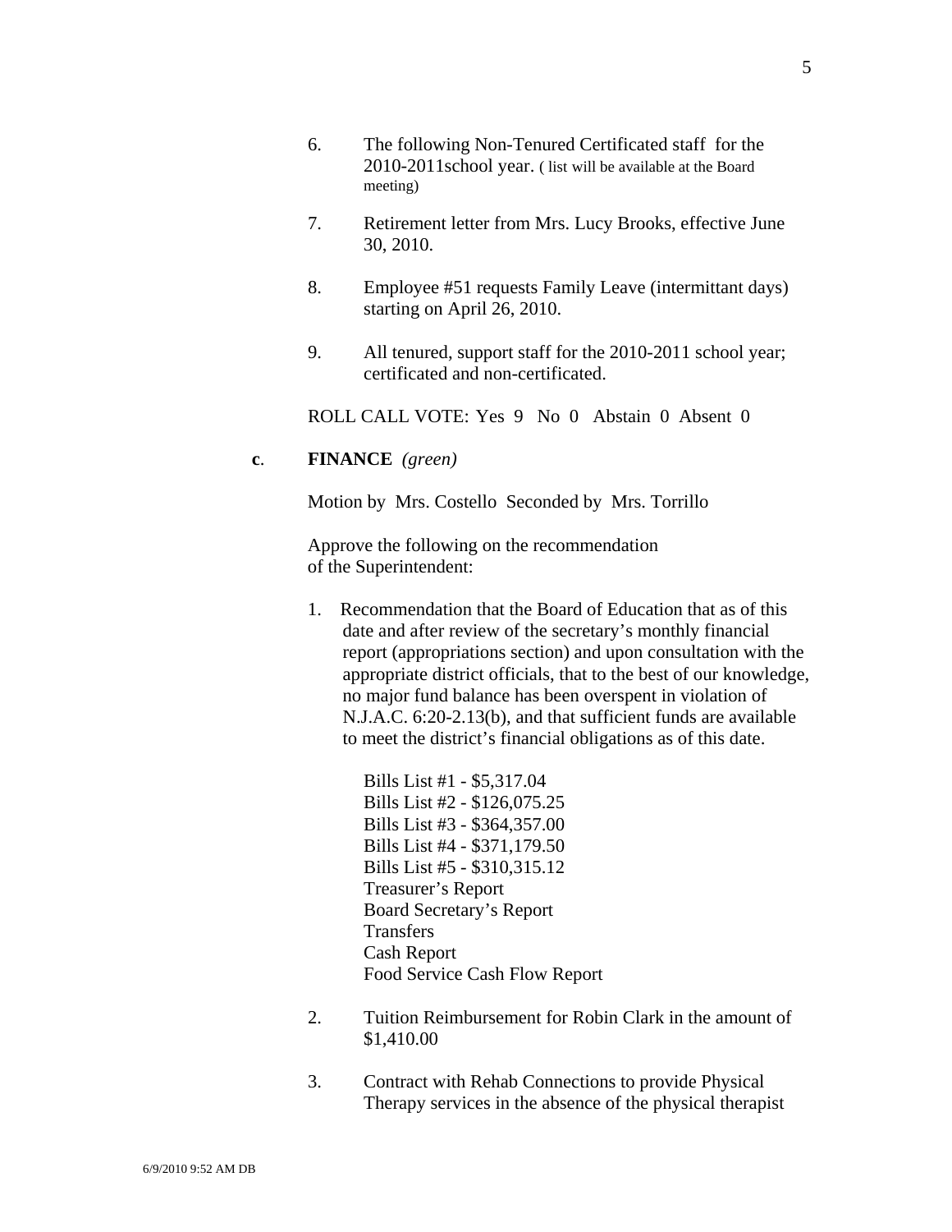6. The following Non-Tenured Certificated staff for the 2010-2011school year. ( list will be available at the Board meeting)

7. Retirement letter from Mrs. Lucy Brooks, effective June 30, 2010.

8. Employee #51 requests Family Leave (intermittant days) starting on April 26, 2010.

9. All tenured, support staff for the 2010-2011 school year; certificated and non-certificated.

ROLL CALL VOTE: Yes 9 No 0 Abstain 0 Absent 0

**c**. **FINANCE** *(green)*

Motion by Mrs. Costello Seconded by Mrs. Torrillo

Approve the following on the recommendation of the Superintendent:

1. Recommendation that the Board of Education that as of this date and after review of the secretary's monthly financial report (appropriations section) and upon consultation with the appropriate district officials, that to the best of our knowledge, no major fund balance has been overspent in violation of N.J.A.C. 6:20-2.13(b), and that sufficient funds are available to meet the district's financial obligations as of this date.

   Bills List #1 - $5,317.04
   Bills List #2 - $126,075.25
   Bills List #3 - $364,357.00
   Bills List #4 - $371,179.50
   Bills List #5 - $310,315.12
   Treasurer's Report
   Board Secretary's Report
   Transfers
   Cash Report
   Food Service Cash Flow Report

2. Tuition Reimbursement for Robin Clark in the amount of $1,410.00

3. Contract with Rehab Connections to provide Physical Therapy services in the absence of the physical therapist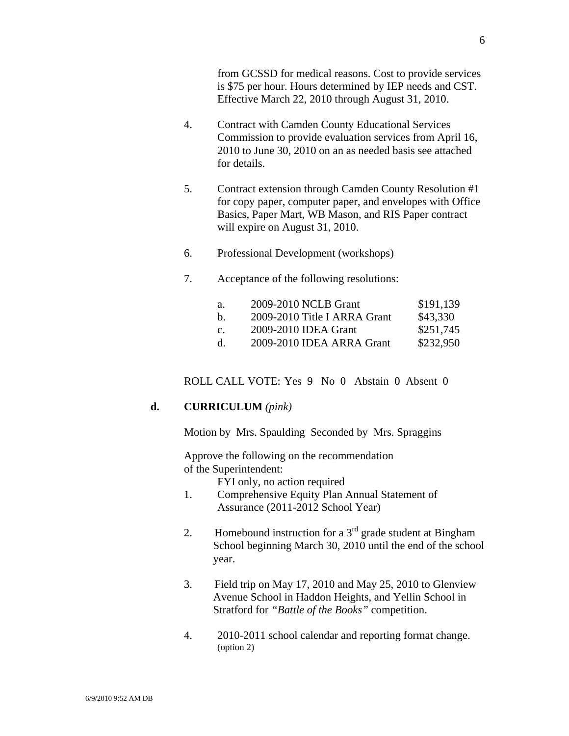from GCSSD for medical reasons. Cost to provide services is $75 per hour. Hours determined by IEP needs and CST. Effective March 22, 2010 through August 31, 2010.

4. Contract with Camden County Educational Services Commission to provide evaluation services from April 16, 2010 to June 30, 2010 on an as needed basis see attached for details.

5. Contract extension through Camden County Resolution #1 for copy paper, computer paper, and envelopes with Office Basics, Paper Mart, WB Mason, and RIS Paper contract will expire on August 31, 2010.

6. Professional Development (workshops)

7. Acceptance of the following resolutions:

| | | |
|---|---|---|
| a. | 2009-2010 NCLB Grant | $191,139 |
| b. | 2009-2010 Title I ARRA Grant | $43,330 |
| c. | 2009-2010 IDEA Grant | $251,745 |
| d. | 2009-2010 IDEA ARRA Grant | $232,950 |

ROLL CALL VOTE: Yes 9 No 0 Abstain 0 Absent 0

**d. CURRICULUM** *(pink)*

Motion by Mrs. Spaulding Seconded by Mrs. Spraggins

Approve the following on the recommendation of the Superintendent:

FYI only, no action required

1. Comprehensive Equity Plan Annual Statement of Assurance (2011-2012 School Year)

2. Homebound instruction for a 3rd grade student at Bingham School beginning March 30, 2010 until the end of the school year.

3. Field trip on May 17, 2010 and May 25, 2010 to Glenview Avenue School in Haddon Heights, and Yellin School in Stratford for *"Battle of the Books"* competition.

4. 2010-2011 school calendar and reporting format change. (option 2)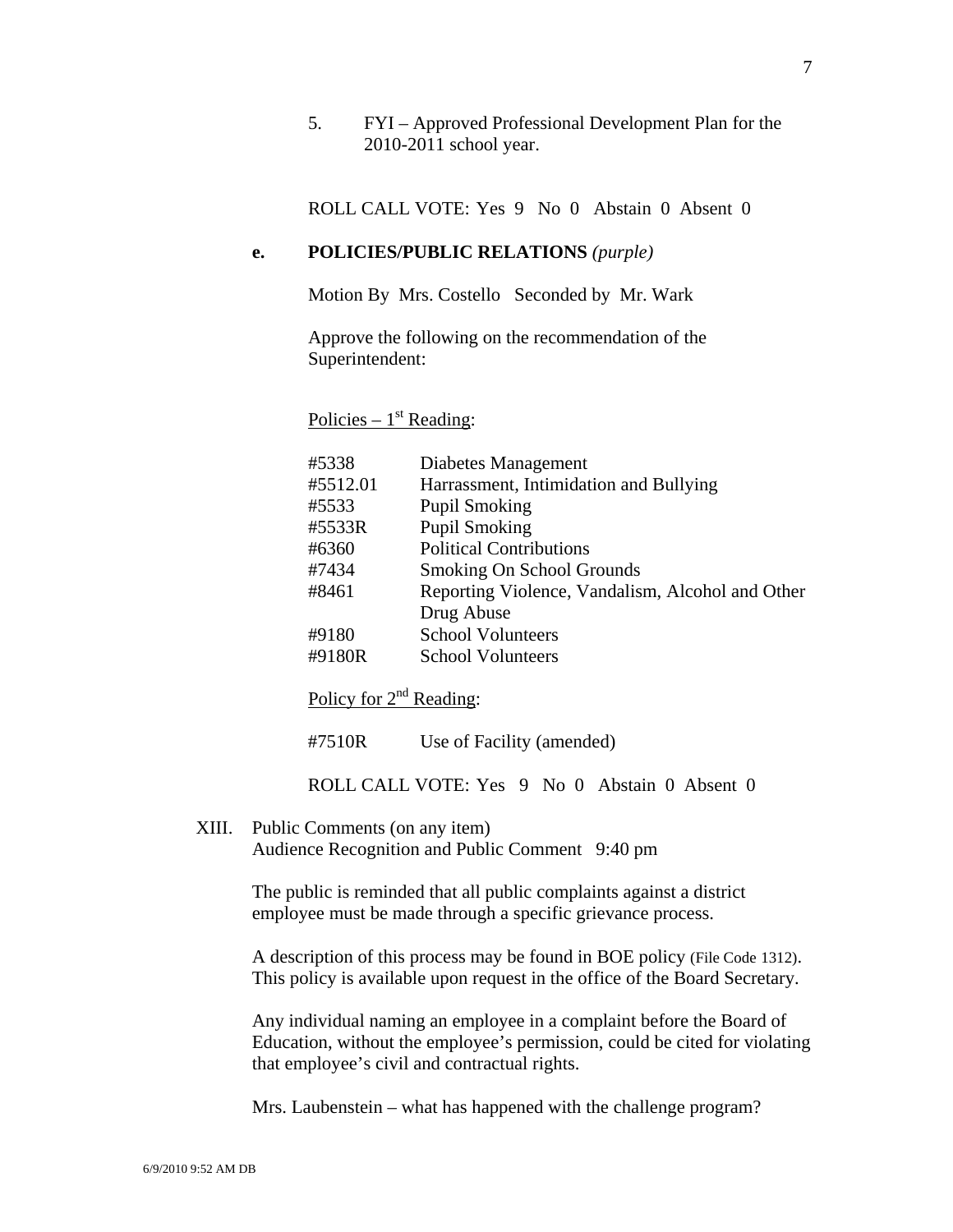5. FYI – Approved Professional Development Plan for the 2010-2011 school year.

ROLL CALL VOTE: Yes 9 No 0 Abstain 0 Absent 0

**e. POLICIES/PUBLIC RELATIONS** *(purple)*

Motion By Mrs. Costello Seconded by Mr. Wark

Approve the following on the recommendation of the Superintendent:

Policies – 1st Reading:

| | |
|---|---|
| #5338 | Diabetes Management |
| #5512.01 | Harrassment, Intimidation and Bullying |
| #5533 | Pupil Smoking |
| #5533R | Pupil Smoking |
| #6360 | Political Contributions |
| #7434 | Smoking On School Grounds |
| #8461 | Reporting Violence, Vandalism, Alcohol and Other Drug Abuse |
| #9180 | School Volunteers |
| #9180R | School Volunteers |

Policy for 2nd Reading:

| | |
|---|---|
| #7510R | Use of Facility (amended) |

ROLL CALL VOTE: Yes 9 No 0 Abstain 0 Absent 0

XIII. Public Comments (on any item)
Audience Recognition and Public Comment 9:40 pm

The public is reminded that all public complaints against a district employee must be made through a specific grievance process.

A description of this process may be found in BOE policy (File Code 1312). This policy is available upon request in the office of the Board Secretary.

Any individual naming an employee in a complaint before the Board of Education, without the employee's permission, could be cited for violating that employee's civil and contractual rights.

Mrs. Laubenstein – what has happened with the challenge program?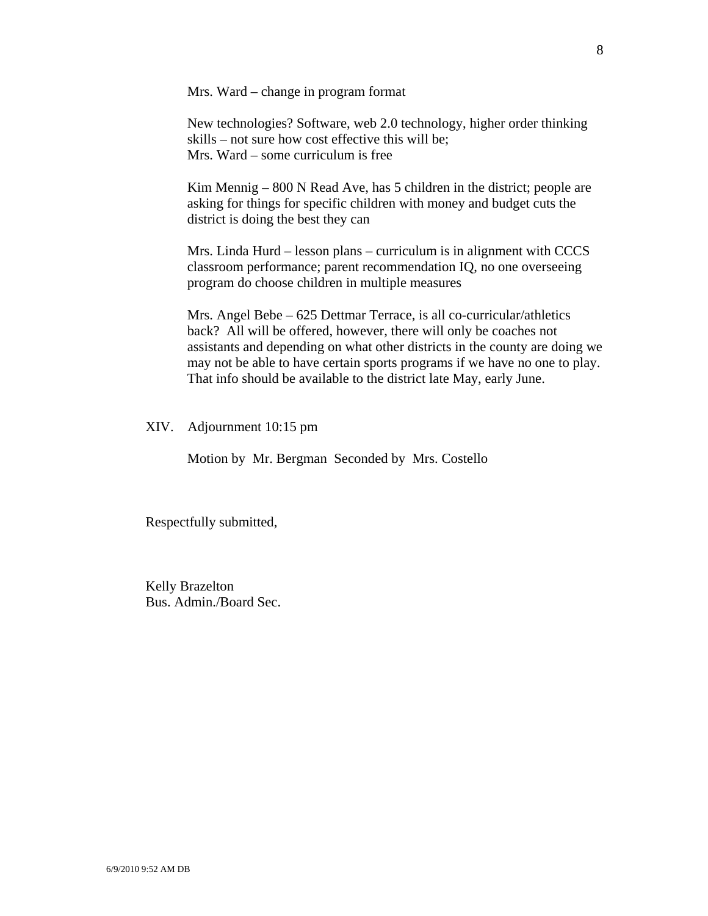Mrs. Ward – change in program format

New technologies? Software, web 2.0 technology, higher order thinking skills – not sure how cost effective this will be;
Mrs. Ward – some curriculum is free

Kim Mennig – 800 N Read Ave, has 5 children in the district; people are asking for things for specific children with money and budget cuts the district is doing the best they can

Mrs. Linda Hurd – lesson plans – curriculum is in alignment with CCCS classroom performance; parent recommendation IQ, no one overseeing program do choose children in multiple measures

Mrs. Angel Bebe – 625 Dettmar Terrace, is all co-curricular/athletics back? All will be offered, however, there will only be coaches not assistants and depending on what other districts in the county are doing we may not be able to have certain sports programs if we have no one to play. That info should be available to the district late May, early June.

XIV. Adjournment 10:15 pm

Motion by Mr. Bergman Seconded by Mrs. Costello

Respectfully submitted,

Kelly Brazelton
Bus. Admin./Board Sec.

6/9/2010 9:52 AM DB